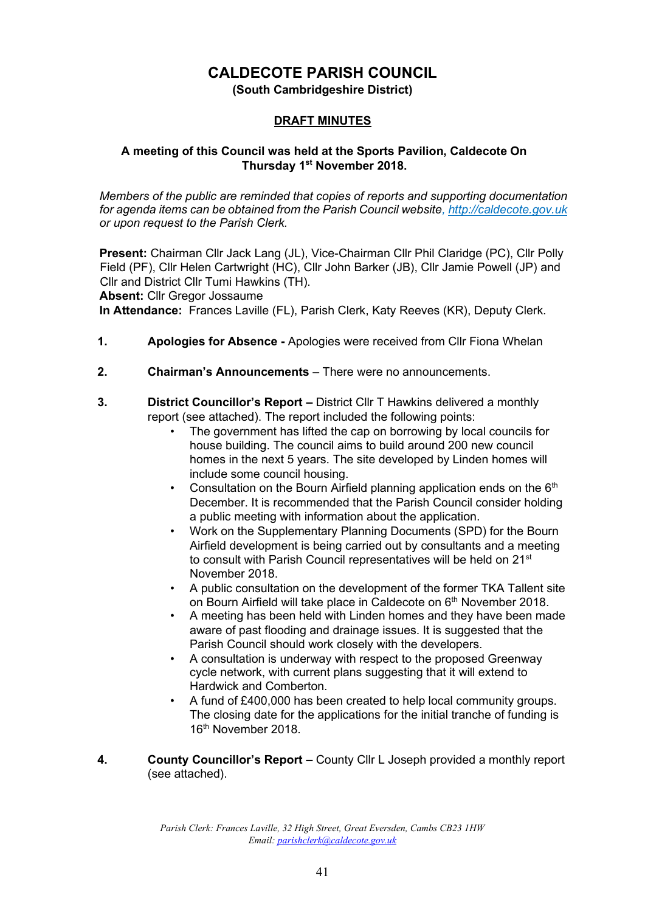# CALDECOTE PARISH COUNCIL

**(South Cambridgeshire District)**

## DRAFT MINUTES

**A meeting of this Council was held at the Sports Pavilion, Caldecote On Thursday 1st November 2018.**

*Members of the public are reminded that copies of reports and supporting documentation for agenda items can be obtained from the Parish Council website, [http://caldecote.gov.uk](http://caldecote.gov.uk) or upon request to the Parish Clerk.*

**Present:** Chairman Cllr Jack Lang (JL), Vice-Chairman Cllr Phil Claridge (PC), Cllr Polly Field (PF), Cllr Helen Cartwright (HC), Cllr John Barker (JB), Cllr Jamie Powell (JP) and Cllr and District Cllr Tumi Hawkins (TH).
**Absent:** Cllr Gregor Jossaume
**In Attendance:** Frances Laville (FL), Parish Clerk, Katy Reeves (KR), Deputy Clerk.

1. **Apologies for Absence -** Apologies were received from Cllr Fiona Whelan

2. **Chairman's Announcements** – There were no announcements.

3. **District Councillor's Report –** District Cllr T Hawkins delivered a monthly report (see attached). The report included the following points:
   - The government has lifted the cap on borrowing by local councils for house building. The council aims to build around 200 new council homes in the next 5 years. The site developed by Linden homes will include some council housing.
   - Consultation on the Bourn Airfield planning application ends on the 6th December. It is recommended that the Parish Council consider holding a public meeting with information about the application.
   - Work on the Supplementary Planning Documents (SPD) for the Bourn Airfield development is being carried out by consultants and a meeting to consult with Parish Council representatives will be held on 21st November 2018.
   - A public consultation on the development of the former TKA Tallent site on Bourn Airfield will take place in Caldecote on 6th November 2018.
   - A meeting has been held with Linden homes and they have been made aware of past flooding and drainage issues. It is suggested that the Parish Council should work closely with the developers.
   - A consultation is underway with respect to the proposed Greenway cycle network, with current plans suggesting that it will extend to Hardwick and Comberton.
   - A fund of £400,000 has been created to help local community groups. The closing date for the applications for the initial tranche of funding is 16th November 2018.

4. **County Councillor's Report –** County Cllr L Joseph provided a monthly report (see attached).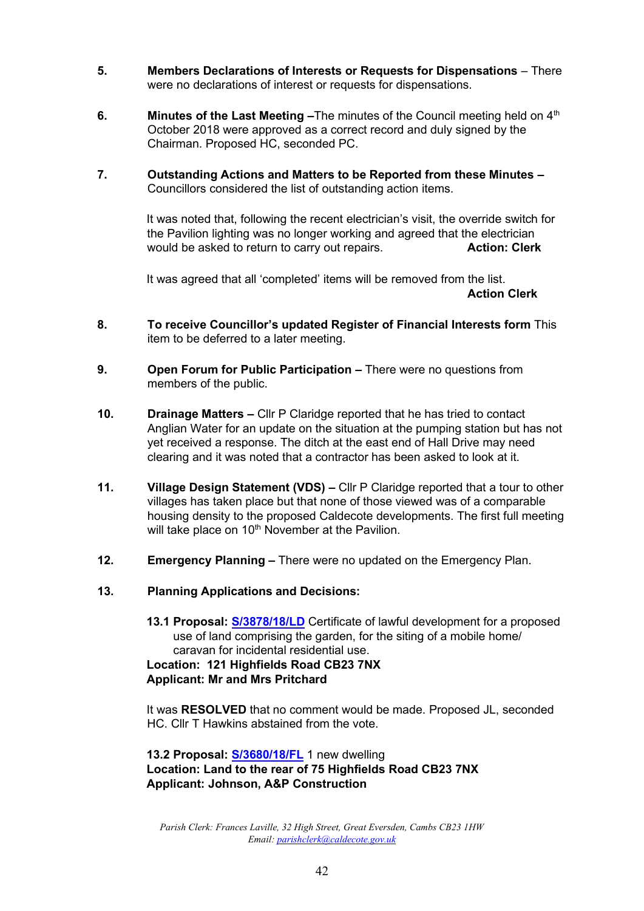**5. Members Declarations of Interests or Requests for Dispensations** – There were no declarations of interest or requests for dispensations.

**6. Minutes of the Last Meeting** –The minutes of the Council meeting held on 4th October 2018 were approved as a correct record and duly signed by the Chairman. Proposed HC, seconded PC.

**7. Outstanding Actions and Matters to be Reported from these Minutes** – Councillors considered the list of outstanding action items.

It was noted that, following the recent electrician's visit, the override switch for the Pavilion lighting was no longer working and agreed that the electrician would be asked to return to carry out repairs. **Action: Clerk**

It was agreed that all 'completed' items will be removed from the list. **Action Clerk**

**8. To receive Councillor's updated Register of Financial Interests form** This item to be deferred to a later meeting.

**9. Open Forum for Public Participation** – There were no questions from members of the public.

**10. Drainage Matters** – Cllr P Claridge reported that he has tried to contact Anglian Water for an update on the situation at the pumping station but has not yet received a response. The ditch at the east end of Hall Drive may need clearing and it was noted that a contractor has been asked to look at it.

**11. Village Design Statement (VDS)** – Cllr P Claridge reported that a tour to other villages has taken place but that none of those viewed was of a comparable housing density to the proposed Caldecote developments. The first full meeting will take place on 10th November at the Pavilion.

**12. Emergency Planning** – There were no updated on the Emergency Plan.

**13. Planning Applications and Decisions:**

**13.1 Proposal: S/3878/18/LD** Certificate of lawful development for a proposed use of land comprising the garden, for the siting of a mobile home/ caravan for incidental residential use.
**Location: 121 Highfields Road CB23 7NX**
**Applicant: Mr and Mrs Pritchard**

It was **RESOLVED** that no comment would be made. Proposed JL, seconded HC. Cllr T Hawkins abstained from the vote.

**13.2 Proposal: S/3680/18/FL** 1 new dwelling
**Location: Land to the rear of 75 Highfields Road CB23 7NX**
**Applicant: Johnson, A&P Construction**

*Parish Clerk: Frances Laville, 32 High Street, Great Eversden, Cambs CB23 1HW*
*Email: parishclerk@caldecote.gov.uk*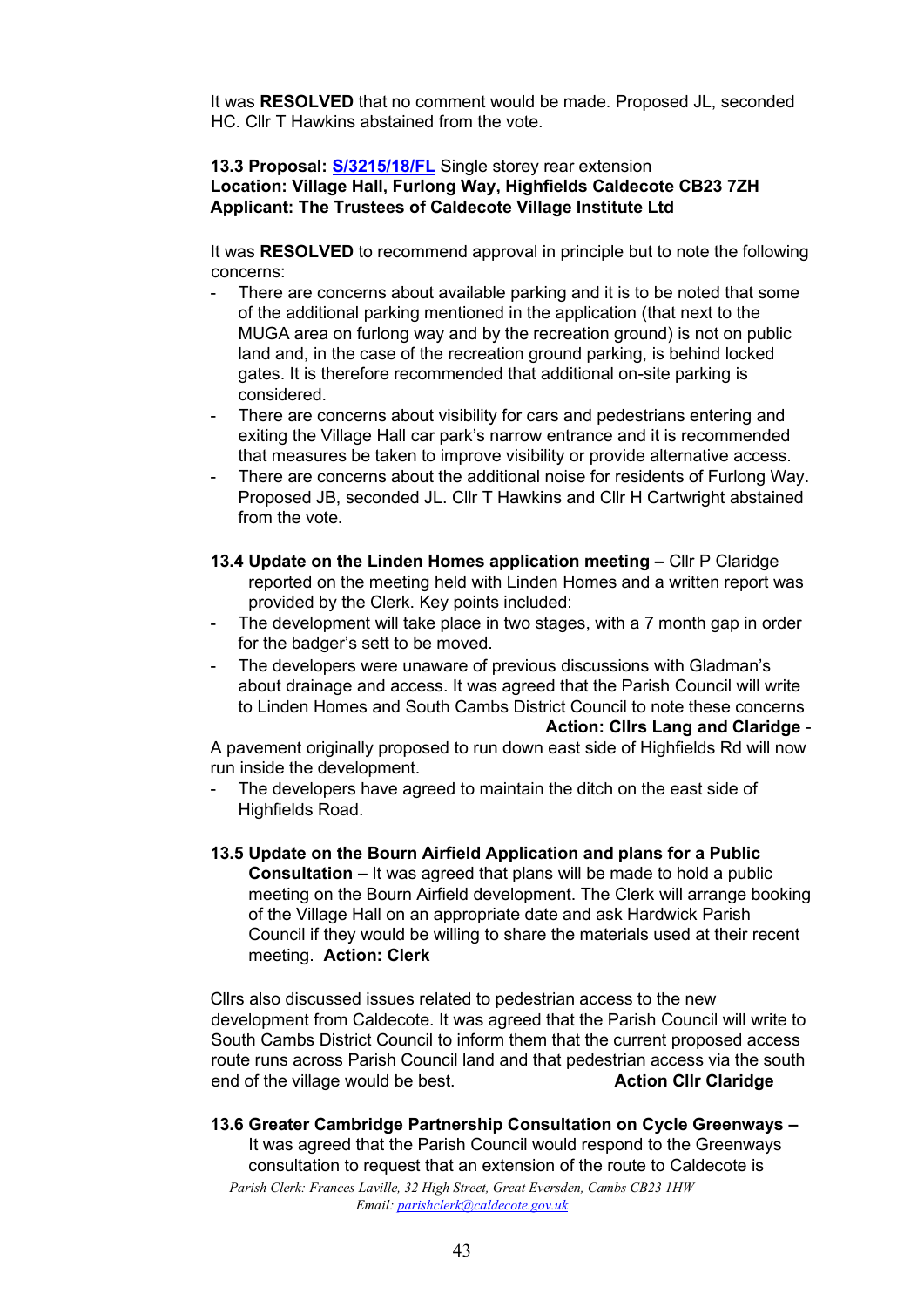It was **RESOLVED** that no comment would be made. Proposed JL, seconded HC. Cllr T Hawkins abstained from the vote.

**13.3 Proposal: [S/3215/18/FL](S/3215/18/FL)** Single storey rear extension
**Location: Village Hall, Furlong Way, Highfields Caldecote CB23 7ZH**
**Applicant: The Trustees of Caldecote Village Institute Ltd**

It was **RESOLVED** to recommend approval in principle but to note the following concerns:

- There are concerns about available parking and it is to be noted that some of the additional parking mentioned in the application (that next to the MUGA area on furlong way and by the recreation ground) is not on public land and, in the case of the recreation ground parking, is behind locked gates. It is therefore recommended that additional on-site parking is considered.
- There are concerns about visibility for cars and pedestrians entering and exiting the Village Hall car park's narrow entrance and it is recommended that measures be taken to improve visibility or provide alternative access.
- There are concerns about the additional noise for residents of Furlong Way. Proposed JB, seconded JL. Cllr T Hawkins and Cllr H Cartwright abstained from the vote.

**13.4 Update on the Linden Homes application meeting –** Cllr P Claridge reported on the meeting held with Linden Homes and a written report was provided by the Clerk. Key points included:

- The development will take place in two stages, with a 7 month gap in order for the badger's sett to be moved.
- The developers were unaware of previous discussions with Gladman's about drainage and access. It was agreed that the Parish Council will write to Linden Homes and South Cambs District Council to note these concerns **Action: Cllrs Lang and Claridge** -

A pavement originally proposed to run down east side of Highfields Rd will now run inside the development.

- The developers have agreed to maintain the ditch on the east side of Highfields Road.

**13.5 Update on the Bourn Airfield Application and plans for a Public Consultation –** It was agreed that plans will be made to hold a public meeting on the Bourn Airfield development. The Clerk will arrange booking of the Village Hall on an appropriate date and ask Hardwick Parish Council if they would be willing to share the materials used at their recent meeting. **Action: Clerk**

Cllrs also discussed issues related to pedestrian access to the new development from Caldecote. It was agreed that the Parish Council will write to South Cambs District Council to inform them that the current proposed access route runs across Parish Council land and that pedestrian access via the south end of the village would be best. **Action Cllr Claridge**

**13.6 Greater Cambridge Partnership Consultation on Cycle Greenways –** It was agreed that the Parish Council would respond to the Greenways consultation to request that an extension of the route to Caldecote is

*Parish Clerk: Frances Laville, 32 High Street, Great Eversden, Cambs CB23 1HW*
*Email: [parishclerk@caldecote.gov.uk](mailto:parishclerk@caldecote.gov.uk)*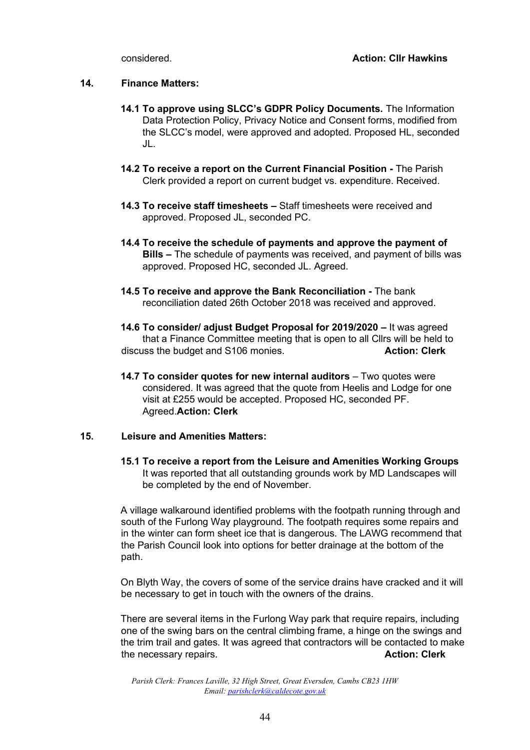considered. **Action: Cllr Hawkins**

## 14. Finance Matters:

**14.1 To approve using SLCC's GDPR Policy Documents.** The Information Data Protection Policy, Privacy Notice and Consent forms, modified from the SLCC's model, were approved and adopted. Proposed HL, seconded JL.

**14.2 To receive a report on the Current Financial Position -** The Parish Clerk provided a report on current budget vs. expenditure. Received.

**14.3 To receive staff timesheets –** Staff timesheets were received and approved. Proposed JL, seconded PC.

**14.4 To receive the schedule of payments and approve the payment of Bills –** The schedule of payments was received, and payment of bills was approved. Proposed HC, seconded JL. Agreed.

**14.5 To receive and approve the Bank Reconciliation -** The bank reconciliation dated 26th October 2018 was received and approved.

**14.6 To consider/ adjust Budget Proposal for 2019/2020 –** It was agreed that a Finance Committee meeting that is open to all Cllrs will be held to discuss the budget and S106 monies. **Action: Clerk**

**14.7 To consider quotes for new internal auditors** – Two quotes were considered. It was agreed that the quote from Heelis and Lodge for one visit at £255 would be accepted. Proposed HC, seconded PF. Agreed.**Action: Clerk**

## 15. Leisure and Amenities Matters:

**15.1 To receive a report from the Leisure and Amenities Working Groups**
It was reported that all outstanding grounds work by MD Landscapes will be completed by the end of November.

A village walkaround identified problems with the footpath running through and south of the Furlong Way playground. The footpath requires some repairs and in the winter can form sheet ice that is dangerous. The LAWG recommend that the Parish Council look into options for better drainage at the bottom of the path.

On Blyth Way, the covers of some of the service drains have cracked and it will be necessary to get in touch with the owners of the drains.

There are several items in the Furlong Way park that require repairs, including one of the swing bars on the central climbing frame, a hinge on the swings and the trim trail and gates. It was agreed that contractors will be contacted to make the necessary repairs. **Action: Clerk**

*Parish Clerk: Frances Laville, 32 High Street, Great Eversden, Cambs CB23 1HW*
*Email: parishclerk@caldecote.gov.uk*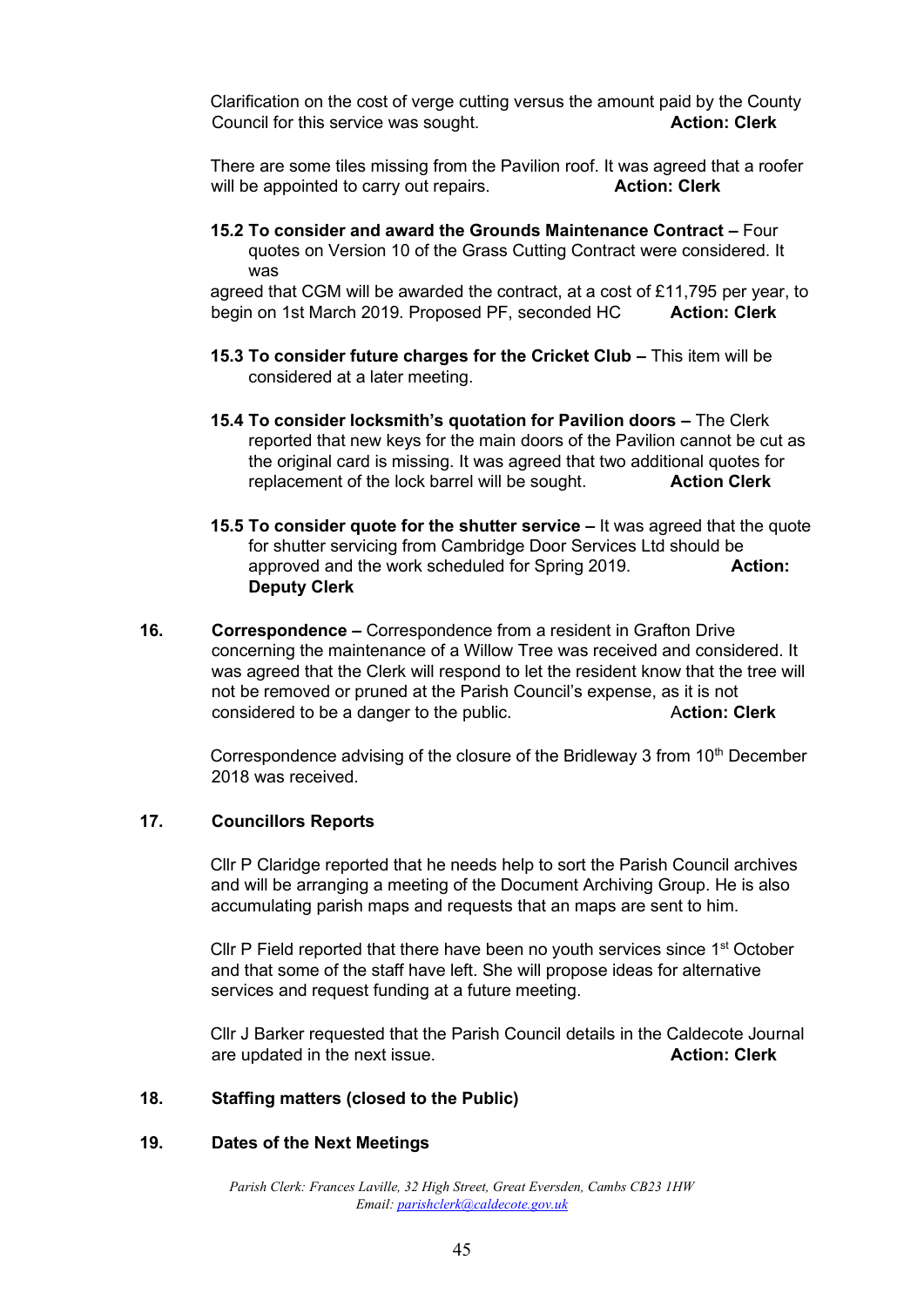Clarification on the cost of verge cutting versus the amount paid by the County Council for this service was sought. **Action: Clerk**

There are some tiles missing from the Pavilion roof. It was agreed that a roofer will be appointed to carry out repairs. **Action: Clerk**

**15.2 To consider and award the Grounds Maintenance Contract –** Four quotes on Version 10 of the Grass Cutting Contract were considered. It was agreed that CGM will be awarded the contract, at a cost of £11,795 per year, to begin on 1st March 2019. Proposed PF, seconded HC **Action: Clerk**

**15.3 To consider future charges for the Cricket Club –** This item will be considered at a later meeting.

**15.4 To consider locksmith's quotation for Pavilion doors –** The Clerk reported that new keys for the main doors of the Pavilion cannot be cut as the original card is missing. It was agreed that two additional quotes for replacement of the lock barrel will be sought. **Action Clerk**

**15.5 To consider quote for the shutter service –** It was agreed that the quote for shutter servicing from Cambridge Door Services Ltd should be approved and the work scheduled for Spring 2019. **Action: Deputy Clerk**

**16. Correspondence –** Correspondence from a resident in Grafton Drive concerning the maintenance of a Willow Tree was received and considered. It was agreed that the Clerk will respond to let the resident know that the tree will not be removed or pruned at the Parish Council's expense, as it is not considered to be a danger to the public. **Action: Clerk**

Correspondence advising of the closure of the Bridleway 3 from 10th December 2018 was received.

## 17. Councillors Reports

Cllr P Claridge reported that he needs help to sort the Parish Council archives and will be arranging a meeting of the Document Archiving Group. He is also accumulating parish maps and requests that an maps are sent to him.

Cllr P Field reported that there have been no youth services since 1st October and that some of the staff have left. She will propose ideas for alternative services and request funding at a future meeting.

Cllr J Barker requested that the Parish Council details in the Caldecote Journal are updated in the next issue. **Action: Clerk**

## 18. Staffing matters (closed to the Public)

## 19. Dates of the Next Meetings

*Parish Clerk: Frances Laville, 32 High Street, Great Eversden, Cambs CB23 1HW*
*Email: parishclerk@caldecote.gov.uk*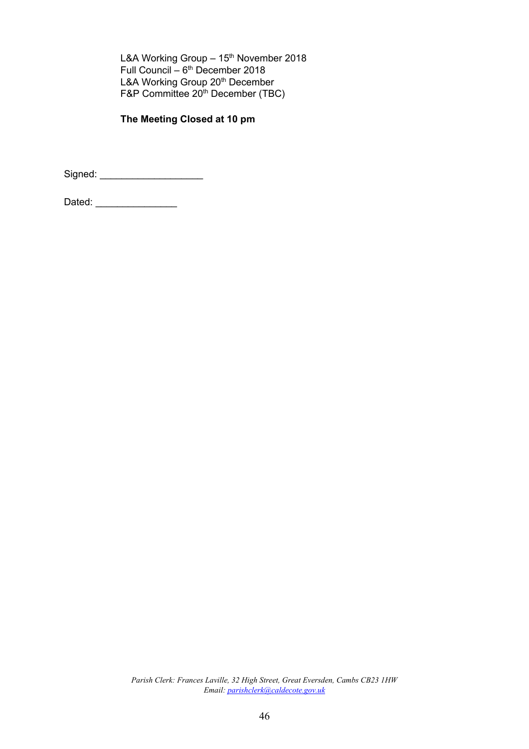L&A Working Group – 15th November 2018
Full Council – 6th December 2018
L&A Working Group 20th December
F&P Committee 20th December (TBC)

**The Meeting Closed at 10 pm**

Signed: ___________________

Dated: _______________

*Parish Clerk: Frances Laville, 32 High Street, Great Eversden, Cambs CB23 1HW*
*Email: parishclerk@caldecote.gov.uk*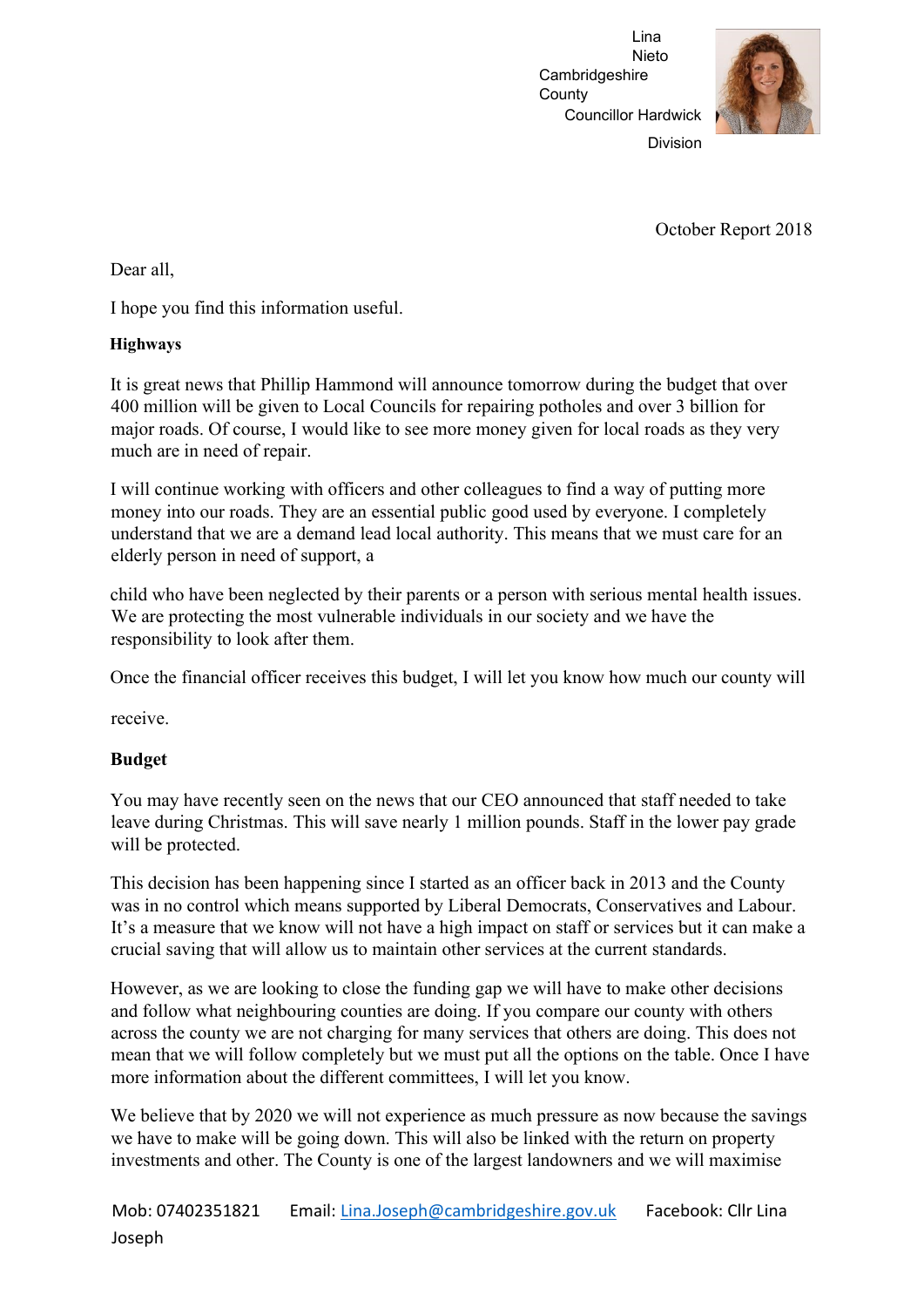Lina Nieto
Cambridgeshire County Councillor Hardwick Division

October Report 2018

Dear all,

I hope you find this information useful.

**Highways**

It is great news that Phillip Hammond will announce tomorrow during the budget that over 400 million will be given to Local Councils for repairing potholes and over 3 billion for major roads. Of course, I would like to see more money given for local roads as they very much are in need of repair.

I will continue working with officers and other colleagues to find a way of putting more money into our roads. They are an essential public good used by everyone. I completely understand that we are a demand lead local authority. This means that we must care for an elderly person in need of support, a child who have been neglected by their parents or a person with serious mental health issues. We are protecting the most vulnerable individuals in our society and we have the responsibility to look after them.

Once the financial officer receives this budget, I will let you know how much our county will receive.

**Budget**

You may have recently seen on the news that our CEO announced that staff needed to take leave during Christmas. This will save nearly 1 million pounds. Staff in the lower pay grade will be protected.

This decision has been happening since I started as an officer back in 2013 and the County was in no control which means supported by Liberal Democrats, Conservatives and Labour. It's a measure that we know will not have a high impact on staff or services but it can make a crucial saving that will allow us to maintain other services at the current standards.

However, as we are looking to close the funding gap we will have to make other decisions and follow what neighbouring counties are doing. If you compare our county with others across the county we are not charging for many services that others are doing. This does not mean that we will follow completely but we must put all the options on the table. Once I have more information about the different committees, I will let you know.

We believe that by 2020 we will not experience as much pressure as now because the savings we have to make will be going down. This will also be linked with the return on property investments and other. The County is one of the largest landowners and we will maximise

Mob: 07402351821 Email: [Lina.Joseph@cambridgeshire.gov.uk](mailto:Lina.Joseph@cambridgeshire.gov.uk) Facebook: Cllr Lina Joseph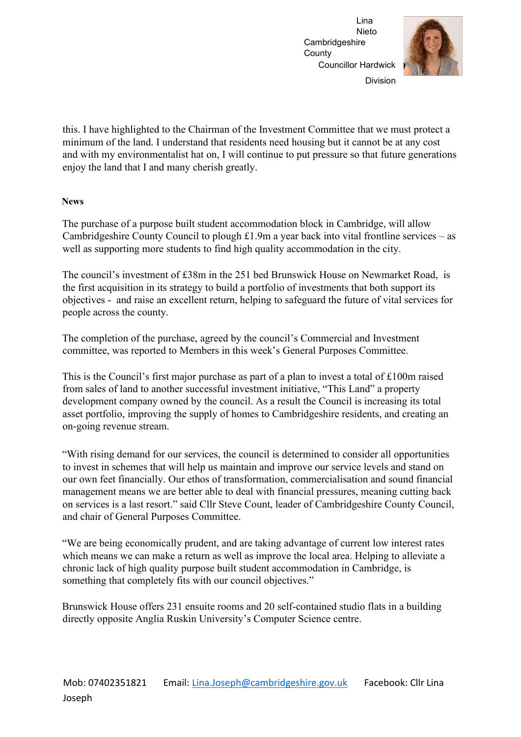this. I have highlighted to the Chairman of the Investment Committee that we must protect a minimum of the land. I understand that residents need housing but it cannot be at any cost and with my environmentalist hat on, I will continue to put pressure so that future generations enjoy the land that I and many cherish greatly.

**News**

The purchase of a purpose built student accommodation block in Cambridge, will allow Cambridgeshire County Council to plough £1.9m a year back into vital frontline services – as well as supporting more students to find high quality accommodation in the city.

The council's investment of £38m in the 251 bed Brunswick House on Newmarket Road, is the first acquisition in its strategy to build a portfolio of investments that both support its objectives - and raise an excellent return, helping to safeguard the future of vital services for people across the county.

The completion of the purchase, agreed by the council's Commercial and Investment committee, was reported to Members in this week's General Purposes Committee.

This is the Council's first major purchase as part of a plan to invest a total of £100m raised from sales of land to another successful investment initiative, "This Land" a property development company owned by the council. As a result the Council is increasing its total asset portfolio, improving the supply of homes to Cambridgeshire residents, and creating an on-going revenue stream.

"With rising demand for our services, the council is determined to consider all opportunities to invest in schemes that will help us maintain and improve our service levels and stand on our own feet financially. Our ethos of transformation, commercialisation and sound financial management means we are better able to deal with financial pressures, meaning cutting back on services is a last resort." said Cllr Steve Count, leader of Cambridgeshire County Council, and chair of General Purposes Committee.

"We are being economically prudent, and are taking advantage of current low interest rates which means we can make a return as well as improve the local area. Helping to alleviate a chronic lack of high quality purpose built student accommodation in Cambridge, is something that completely fits with our council objectives."

Brunswick House offers 231 ensuite rooms and 20 self-contained studio flats in a building directly opposite Anglia Ruskin University's Computer Science centre.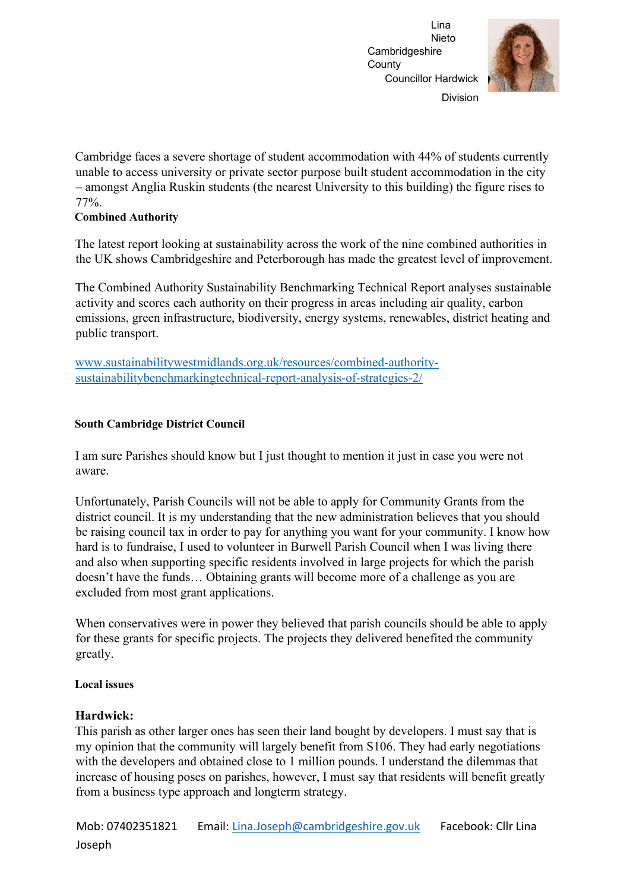Lina Nieto Cambridgeshire County Councillor Hardwick Division

Cambridge faces a severe shortage of student accommodation with 44% of students currently unable to access university or private sector purpose built student accommodation in the city – amongst Anglia Ruskin students (the nearest University to this building) the figure rises to 77%.

**Combined Authority**

The latest report looking at sustainability across the work of the nine combined authorities in the UK shows Cambridgeshire and Peterborough has made the greatest level of improvement.

The Combined Authority Sustainability Benchmarking Technical Report analyses sustainable activity and scores each authority on their progress in areas including air quality, carbon emissions, green infrastructure, biodiversity, energy systems, renewables, district heating and public transport.

www.sustainabilitywestmidlands.org.uk/resources/combined-authority-sustainabilitybenchmarkingtechnical-report-analysis-of-strategies-2/

**South Cambridge District Council**

I am sure Parishes should know but I just thought to mention it just in case you were not aware.

Unfortunately, Parish Councils will not be able to apply for Community Grants from the district council. It is my understanding that the new administration believes that you should be raising council tax in order to pay for anything you want for your community. I know how hard is to fundraise, I used to volunteer in Burwell Parish Council when I was living there and also when supporting specific residents involved in large projects for which the parish doesn't have the funds… Obtaining grants will become more of a challenge as you are excluded from most grant applications.

When conservatives were in power they believed that parish councils should be able to apply for these grants for specific projects. The projects they delivered benefited the community greatly.

**Local issues**

**Hardwick:**

This parish as other larger ones has seen their land bought by developers. I must say that is my opinion that the community will largely benefit from S106. They had early negotiations with the developers and obtained close to 1 million pounds. I understand the dilemmas that increase of housing poses on parishes, however, I must say that residents will benefit greatly from a business type approach and longterm strategy.

Mob: 07402351821 Email: Lina.Joseph@cambridgeshire.gov.uk Facebook: Cllr Lina Joseph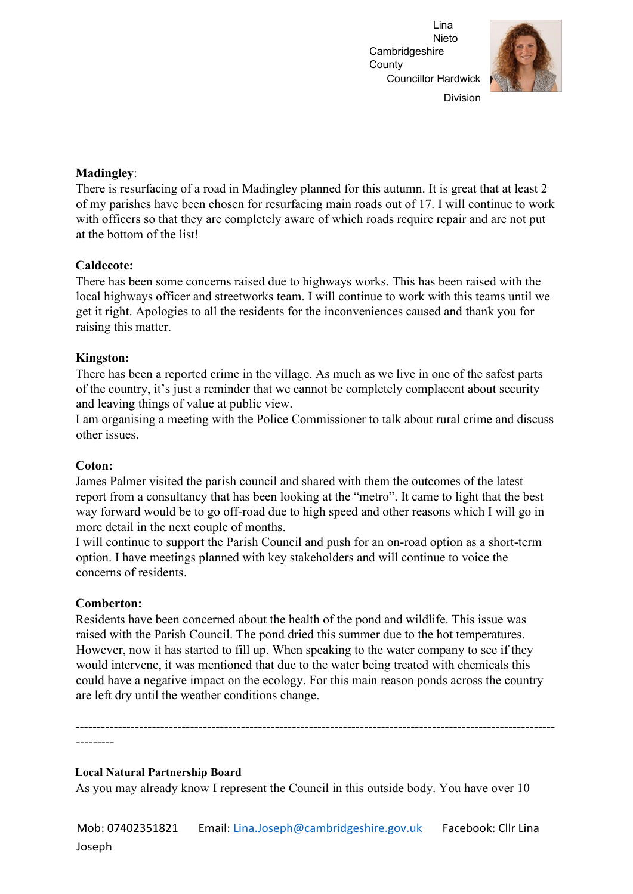Lina Nieto Cambridgeshire County Councillor Hardwick Division

**Madingley**:
There is resurfacing of a road in Madingley planned for this autumn. It is great that at least 2 of my parishes have been chosen for resurfacing main roads out of 17. I will continue to work with officers so that they are completely aware of which roads require repair and are not put at the bottom of the list!

**Caldecote:**
There has been some concerns raised due to highways works. This has been raised with the local highways officer and streetworks team. I will continue to work with this teams until we get it right. Apologies to all the residents for the inconveniences caused and thank you for raising this matter.

**Kingston:**
There has been a reported crime in the village. As much as we live in one of the safest parts of the country, it's just a reminder that we cannot be completely complacent about security and leaving things of value at public view.
I am organising a meeting with the Police Commissioner to talk about rural crime and discuss other issues.

**Coton:**
James Palmer visited the parish council and shared with them the outcomes of the latest report from a consultancy that has been looking at the "metro". It came to light that the best way forward would be to go off-road due to high speed and other reasons which I will go in more detail in the next couple of months.
I will continue to support the Parish Council and push for an on-road option as a short-term option. I have meetings planned with key stakeholders and will continue to voice the concerns of residents.

**Comberton:**
Residents have been concerned about the health of the pond and wildlife. This issue was raised with the Parish Council. The pond dried this summer due to the hot temperatures. However, now it has started to fill up. When speaking to the water company to see if they would intervene, it was mentioned that due to the water being treated with chemicals this could have a negative impact on the ecology. For this main reason ponds across the country are left dry until the weather conditions change.

---

**Local Natural Partnership Board**
As you may already know I represent the Council in this outside body. You have over 10

Mob: 07402351821 Email: Lina.Joseph@cambridgeshire.gov.uk Facebook: Cllr Lina Joseph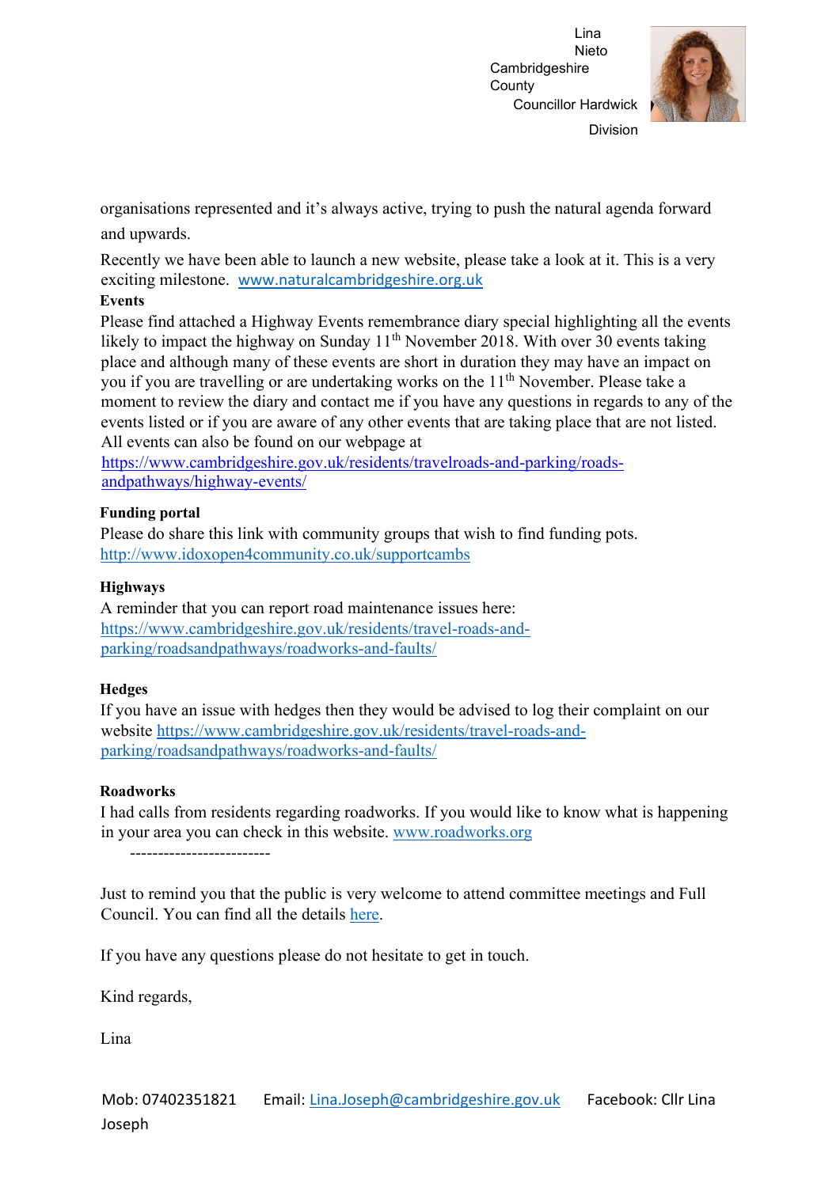organisations represented and it's always active, trying to push the natural agenda forward and upwards.

Recently we have been able to launch a new website, please take a look at it. This is a very exciting milestone. www.naturalcambridgeshire.org.uk

**Events**

Please find attached a Highway Events remembrance diary special highlighting all the events likely to impact the highway on Sunday 11th November 2018. With over 30 events taking place and although many of these events are short in duration they may have an impact on you if you are travelling or are undertaking works on the 11th November. Please take a moment to review the diary and contact me if you have any questions in regards to any of the events listed or if you are aware of any other events that are taking place that are not listed. All events can also be found on our webpage at https://www.cambridgeshire.gov.uk/residents/travelroads-and-parking/roads-andpathways/highway-events/

**Funding portal**

Please do share this link with community groups that wish to find funding pots. http://www.idoxopen4community.co.uk/supportcambs

**Highways**

A reminder that you can report road maintenance issues here: https://www.cambridgeshire.gov.uk/residents/travel-roads-and-parking/roadsandpathways/roadworks-and-faults/

**Hedges**

If you have an issue with hedges then they would be advised to log their complaint on our website https://www.cambridgeshire.gov.uk/residents/travel-roads-and-parking/roadsandpathways/roadworks-and-faults/

**Roadworks**

I had calls from residents regarding roadworks. If you would like to know what is happening in your area you can check in this website. www.roadworks.org

-------------------------

Just to remind you that the public is very welcome to attend committee meetings and Full Council. You can find all the details here.

If you have any questions please do not hesitate to get in touch.

Kind regards,

Lina

Mob: 07402351821 Email: Lina.Joseph@cambridgeshire.gov.uk Facebook: Cllr Lina Joseph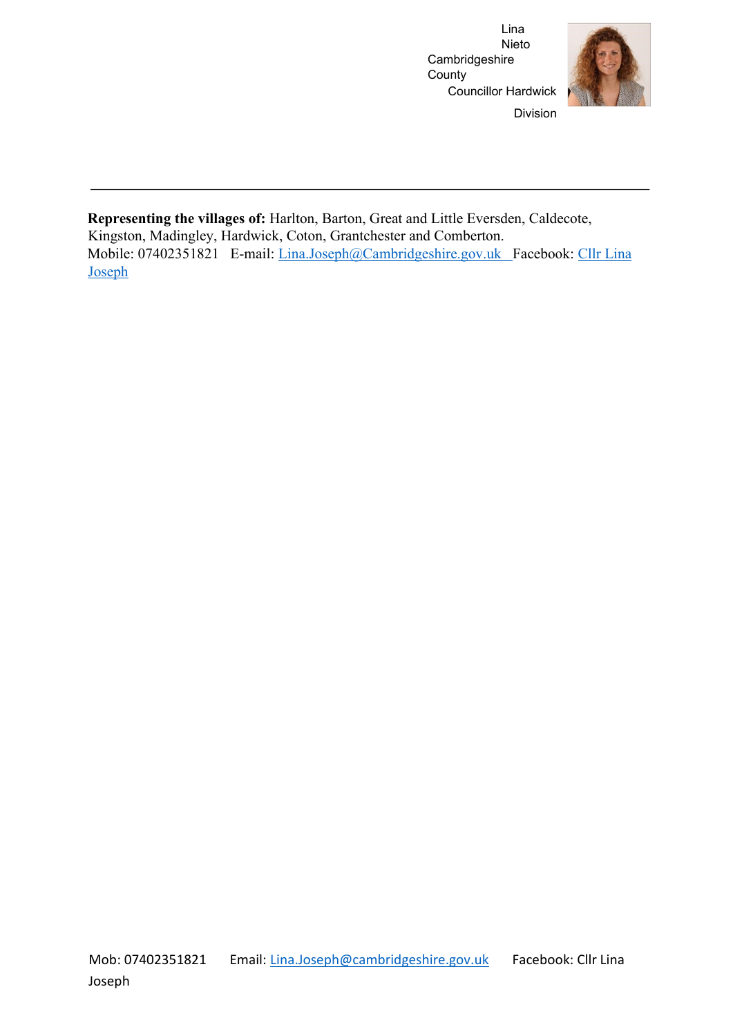Lina Nieto
Cambridgeshire County Councillor Hardwick Division

---

**Representing the villages of:** Harlton, Barton, Great and Little Eversden, Caldecote, Kingston, Madingley, Hardwick, Coton, Grantchester and Comberton.
Mobile: 07402351821   E-mail: Lina.Joseph@Cambridgeshire.gov.uk Facebook: Cllr Lina Joseph

Mob: 07402351821   Email: Lina.Joseph@cambridgeshire.gov.uk   Facebook: Cllr Lina Joseph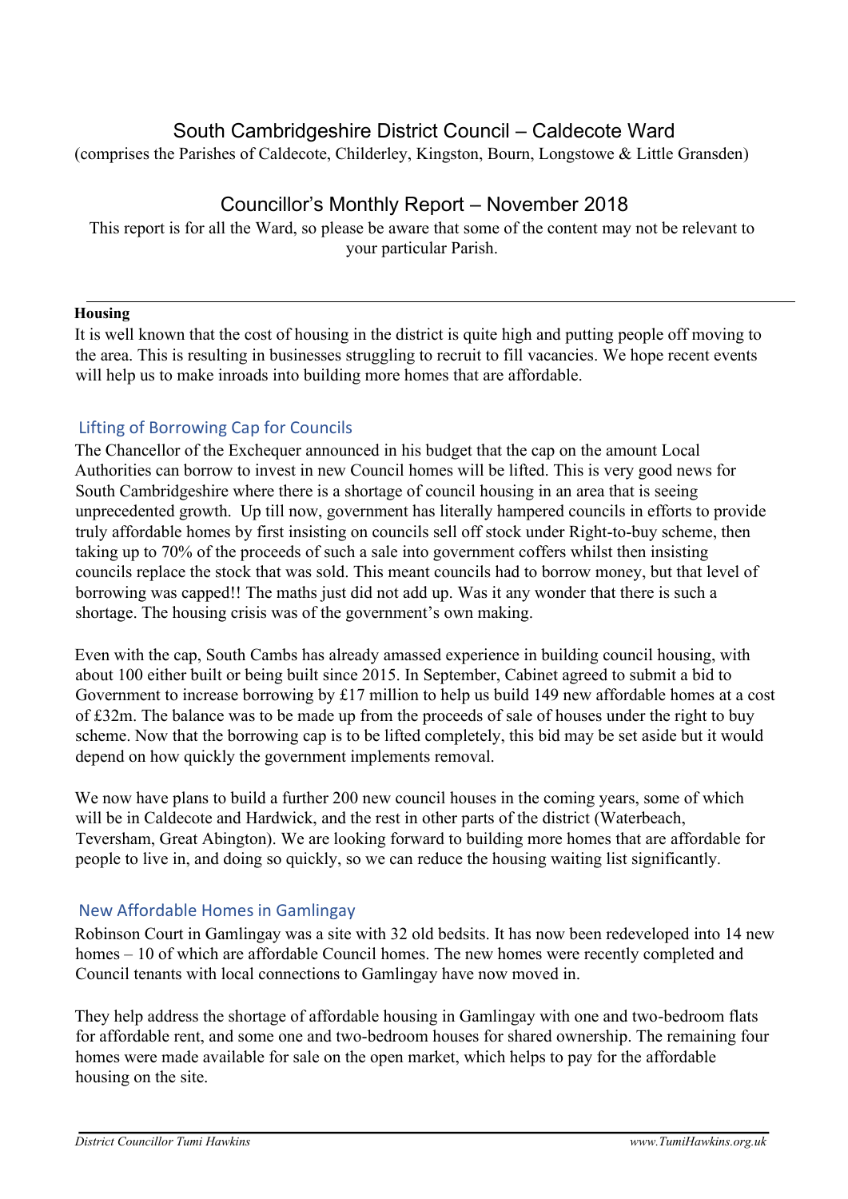# South Cambridgeshire District Council – Caldecote Ward

(comprises the Parishes of Caldecote, Childerley, Kingston, Bourn, Longstowe & Little Gransden)

## Councillor's Monthly Report – November 2018

This report is for all the Ward, so please be aware that some of the content may not be relevant to your particular Parish.

---

**Housing**

It is well known that the cost of housing in the district is quite high and putting people off moving to the area. This is resulting in businesses struggling to recruit to fill vacancies. We hope recent events will help us to make inroads into building more homes that are affordable.

### Lifting of Borrowing Cap for Councils

The Chancellor of the Exchequer announced in his budget that the cap on the amount Local Authorities can borrow to invest in new Council homes will be lifted. This is very good news for South Cambridgeshire where there is a shortage of council housing in an area that is seeing unprecedented growth. Up till now, government has literally hampered councils in efforts to provide truly affordable homes by first insisting on councils sell off stock under Right-to-buy scheme, then taking up to 70% of the proceeds of such a sale into government coffers whilst then insisting councils replace the stock that was sold. This meant councils had to borrow money, but that level of borrowing was capped!! The maths just did not add up. Was it any wonder that there is such a shortage. The housing crisis was of the government's own making.

Even with the cap, South Cambs has already amassed experience in building council housing, with about 100 either built or being built since 2015. In September, Cabinet agreed to submit a bid to Government to increase borrowing by £17 million to help us build 149 new affordable homes at a cost of £32m. The balance was to be made up from the proceeds of sale of houses under the right to buy scheme. Now that the borrowing cap is to be lifted completely, this bid may be set aside but it would depend on how quickly the government implements removal.

We now have plans to build a further 200 new council houses in the coming years, some of which will be in Caldecote and Hardwick, and the rest in other parts of the district (Waterbeach, Teversham, Great Abington). We are looking forward to building more homes that are affordable for people to live in, and doing so quickly, so we can reduce the housing waiting list significantly.

### New Affordable Homes in Gamlingay

Robinson Court in Gamlingay was a site with 32 old bedsits. It has now been redeveloped into 14 new homes – 10 of which are affordable Council homes. The new homes were recently completed and Council tenants with local connections to Gamlingay have now moved in.

They help address the shortage of affordable housing in Gamlingay with one and two-bedroom flats for affordable rent, and some one and two-bedroom houses for shared ownership. The remaining four homes were made available for sale on the open market, which helps to pay for the affordable housing on the site.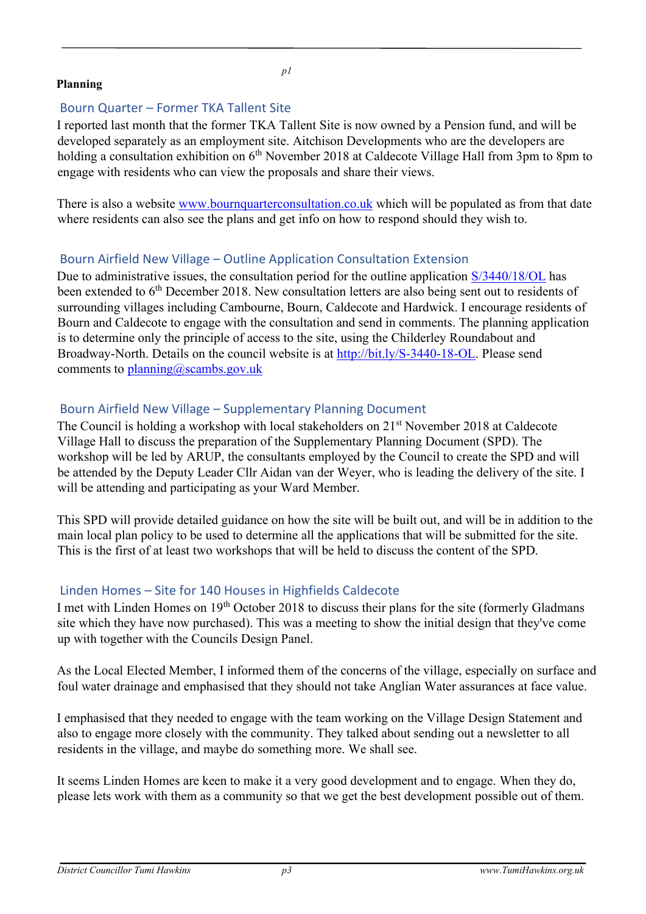**Planning**

## Bourn Quarter – Former TKA Tallent Site

I reported last month that the former TKA Tallent Site is now owned by a Pension fund, and will be developed separately as an employment site. Aitchison Developments who are the developers are holding a consultation exhibition on 6th November 2018 at Caldecote Village Hall from 3pm to 8pm to engage with residents who can view the proposals and share their views.

There is also a website www.bournquarterconsultation.co.uk which will be populated as from that date where residents can also see the plans and get info on how to respond should they wish to.

## Bourn Airfield New Village – Outline Application Consultation Extension

Due to administrative issues, the consultation period for the outline application S/3440/18/OL has been extended to 6th December 2018. New consultation letters are also being sent out to residents of surrounding villages including Cambourne, Bourn, Caldecote and Hardwick. I encourage residents of Bourn and Caldecote to engage with the consultation and send in comments. The planning application is to determine only the principle of access to the site, using the Childerley Roundabout and Broadway-North. Details on the council website is at http://bit.ly/S-3440-18-OL. Please send comments to planning@scambs.gov.uk

## Bourn Airfield New Village – Supplementary Planning Document

The Council is holding a workshop with local stakeholders on 21st November 2018 at Caldecote Village Hall to discuss the preparation of the Supplementary Planning Document (SPD). The workshop will be led by ARUP, the consultants employed by the Council to create the SPD and will be attended by the Deputy Leader Cllr Aidan van der Weyer, who is leading the delivery of the site. I will be attending and participating as your Ward Member.

This SPD will provide detailed guidance on how the site will be built out, and will be in addition to the main local plan policy to be used to determine all the applications that will be submitted for the site. This is the first of at least two workshops that will be held to discuss the content of the SPD.

## Linden Homes – Site for 140 Houses in Highfields Caldecote

I met with Linden Homes on 19th October 2018 to discuss their plans for the site (formerly Gladmans site which they have now purchased). This was a meeting to show the initial design that they've come up with together with the Councils Design Panel.

As the Local Elected Member, I informed them of the concerns of the village, especially on surface and foul water drainage and emphasised that they should not take Anglian Water assurances at face value.

I emphasised that they needed to engage with the team working on the Village Design Statement and also to engage more closely with the community. They talked about sending out a newsletter to all residents in the village, and maybe do something more. We shall see.

It seems Linden Homes are keen to make it a very good development and to engage. When they do, please lets work with them as a community so that we get the best development possible out of them.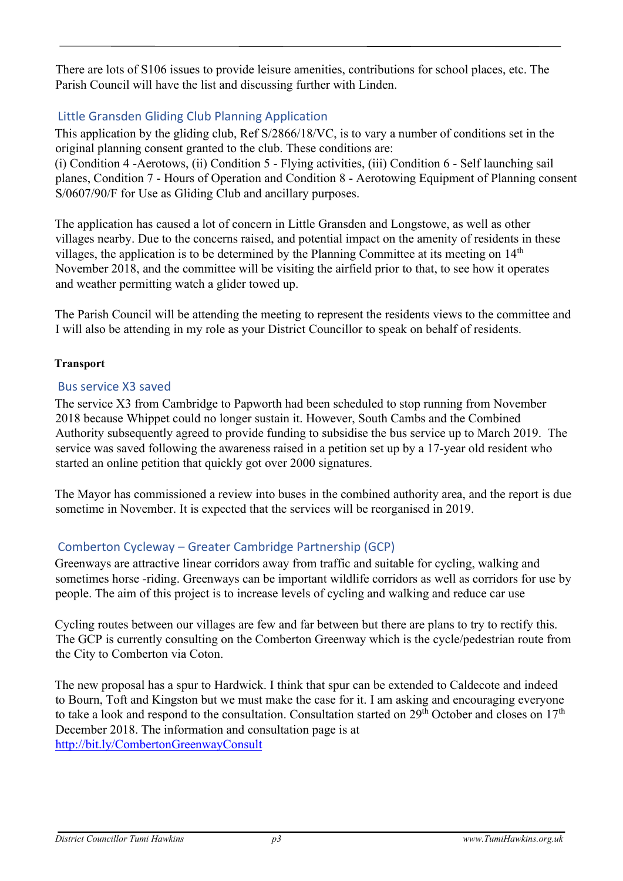There are lots of S106 issues to provide leisure amenities, contributions for school places, etc. The Parish Council will have the list and discussing further with Linden.

### Little Gransden Gliding Club Planning Application

This application by the gliding club, Ref S/2866/18/VC, is to vary a number of conditions set in the original planning consent granted to the club. These conditions are:
(i) Condition 4 -Aerotows, (ii) Condition 5 - Flying activities, (iii) Condition 6 - Self launching sail planes, Condition 7 - Hours of Operation and Condition 8 - Aerotowing Equipment of Planning consent S/0607/90/F for Use as Gliding Club and ancillary purposes.

The application has caused a lot of concern in Little Gransden and Longstowe, as well as other villages nearby. Due to the concerns raised, and potential impact on the amenity of residents in these villages, the application is to be determined by the Planning Committee at its meeting on 14th November 2018, and the committee will be visiting the airfield prior to that, to see how it operates and weather permitting watch a glider towed up.

The Parish Council will be attending the meeting to represent the residents views to the committee and I will also be attending in my role as your District Councillor to speak on behalf of residents.

**Transport**

### Bus service X3 saved

The service X3 from Cambridge to Papworth had been scheduled to stop running from November 2018 because Whippet could no longer sustain it. However, South Cambs and the Combined Authority subsequently agreed to provide funding to subsidise the bus service up to March 2019. The service was saved following the awareness raised in a petition set up by a 17-year old resident who started an online petition that quickly got over 2000 signatures.

The Mayor has commissioned a review into buses in the combined authority area, and the report is due sometime in November. It is expected that the services will be reorganised in 2019.

### Comberton Cycleway – Greater Cambridge Partnership (GCP)

Greenways are attractive linear corridors away from traffic and suitable for cycling, walking and sometimes horse -riding. Greenways can be important wildlife corridors as well as corridors for use by people. The aim of this project is to increase levels of cycling and walking and reduce car use

Cycling routes between our villages are few and far between but there are plans to try to rectify this. The GCP is currently consulting on the Comberton Greenway which is the cycle/pedestrian route from the City to Comberton via Coton.

The new proposal has a spur to Hardwick. I think that spur can be extended to Caldecote and indeed to Bourn, Toft and Kingston but we must make the case for it. I am asking and encouraging everyone to take a look and respond to the consultation. Consultation started on 29th October and closes on 17th December 2018. The information and consultation page is at
[http://bit.ly/CombertonGreenwayConsult](http://bit.ly/CombertonGreenwayConsult)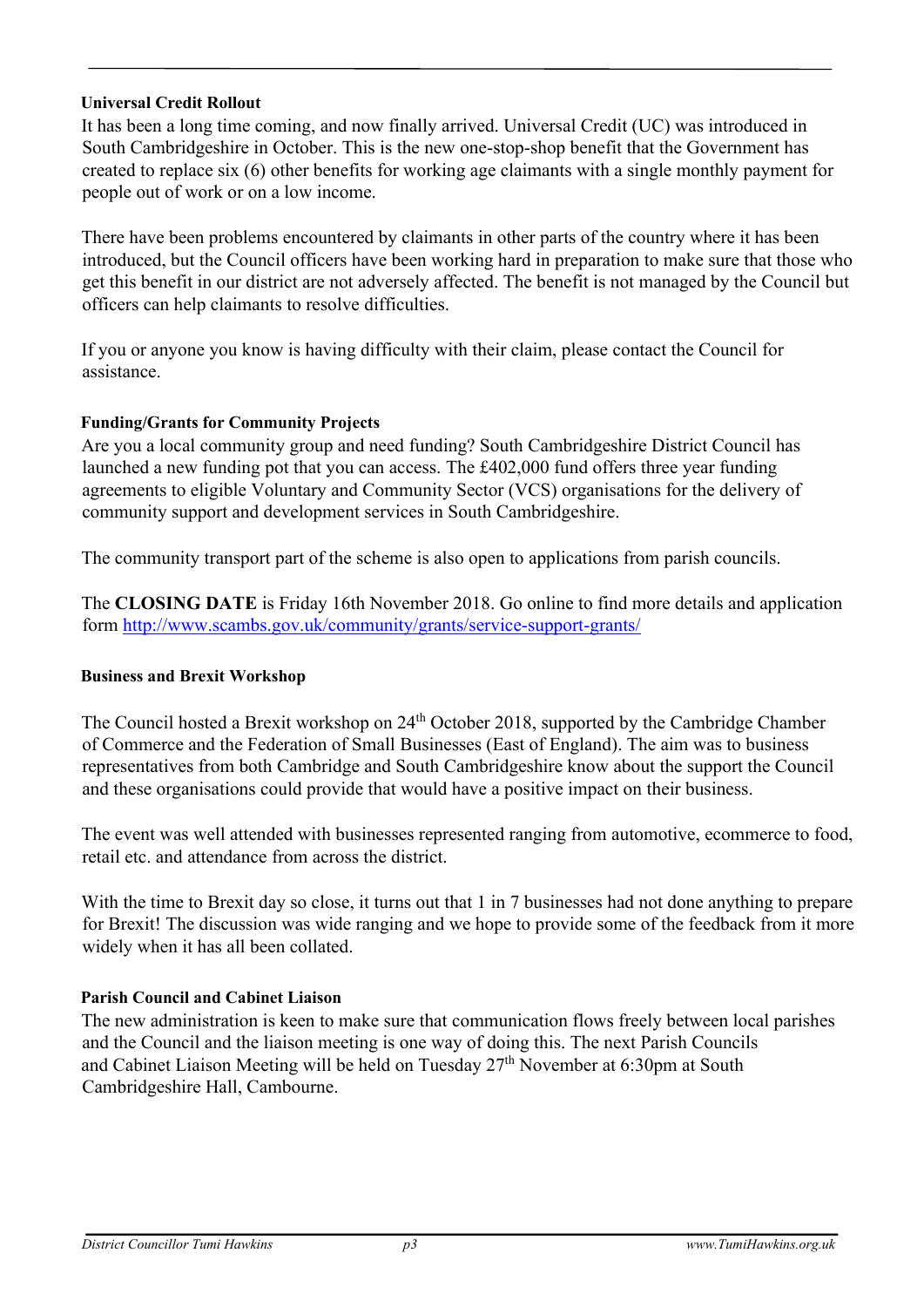### Universal Credit Rollout

It has been a long time coming, and now finally arrived. Universal Credit (UC) was introduced in South Cambridgeshire in October. This is the new one-stop-shop benefit that the Government has created to replace six (6) other benefits for working age claimants with a single monthly payment for people out of work or on a low income.

There have been problems encountered by claimants in other parts of the country where it has been introduced, but the Council officers have been working hard in preparation to make sure that those who get this benefit in our district are not adversely affected. The benefit is not managed by the Council but officers can help claimants to resolve difficulties.

If you or anyone you know is having difficulty with their claim, please contact the Council for assistance.

### Funding/Grants for Community Projects

Are you a local community group and need funding? South Cambridgeshire District Council has launched a new funding pot that you can access. The £402,000 fund offers three year funding agreements to eligible Voluntary and Community Sector (VCS) organisations for the delivery of community support and development services in South Cambridgeshire.

The community transport part of the scheme is also open to applications from parish councils.

The **CLOSING DATE** is Friday 16th November 2018. Go online to find more details and application form http://www.scambs.gov.uk/community/grants/service-support-grants/

### Business and Brexit Workshop

The Council hosted a Brexit workshop on 24th October 2018, supported by the Cambridge Chamber of Commerce and the Federation of Small Businesses (East of England). The aim was to business representatives from both Cambridge and South Cambridgeshire know about the support the Council and these organisations could provide that would have a positive impact on their business.

The event was well attended with businesses represented ranging from automotive, ecommerce to food, retail etc. and attendance from across the district.

With the time to Brexit day so close, it turns out that 1 in 7 businesses had not done anything to prepare for Brexit! The discussion was wide ranging and we hope to provide some of the feedback from it more widely when it has all been collated.

### Parish Council and Cabinet Liaison

The new administration is keen to make sure that communication flows freely between local parishes and the Council and the liaison meeting is one way of doing this. The next Parish Councils and Cabinet Liaison Meeting will be held on Tuesday 27th November at 6:30pm at South Cambridgeshire Hall, Cambourne.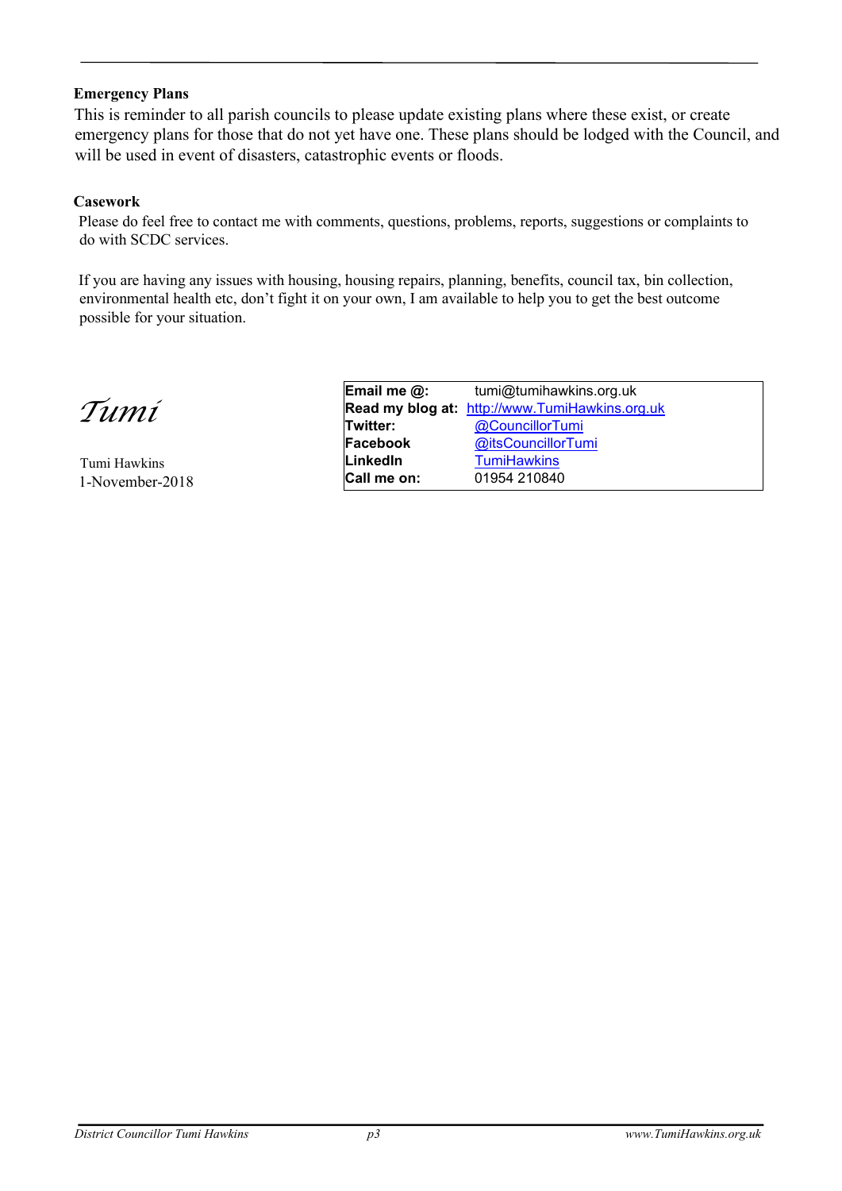**Emergency Plans**

This is reminder to all parish councils to please update existing plans where these exist, or create emergency plans for those that do not yet have one. These plans should be lodged with the Council, and will be used in event of disasters, catastrophic events or floods.

**Casework**

Please do feel free to contact me with comments, questions, problems, reports, suggestions or complaints to do with SCDC services.

If you are having any issues with housing, housing repairs, planning, benefits, council tax, bin collection, environmental health etc, don't fight it on your own, I am available to help you to get the best outcome possible for your situation.

*Tumi*

Tumi Hawkins
1-November-2018

| | |
|---|---|
| **Email me @:** | tumi@tumihawkins.org.uk |
| **Read my blog at:** | http://www.TumiHawkins.org.uk |
| **Twitter:** | @CouncillorTumi |
| **Facebook** | @itsCouncillorTumi |
| **LinkedIn** | TumiHawkins |
| **Call me on:** | 01954 210840 |